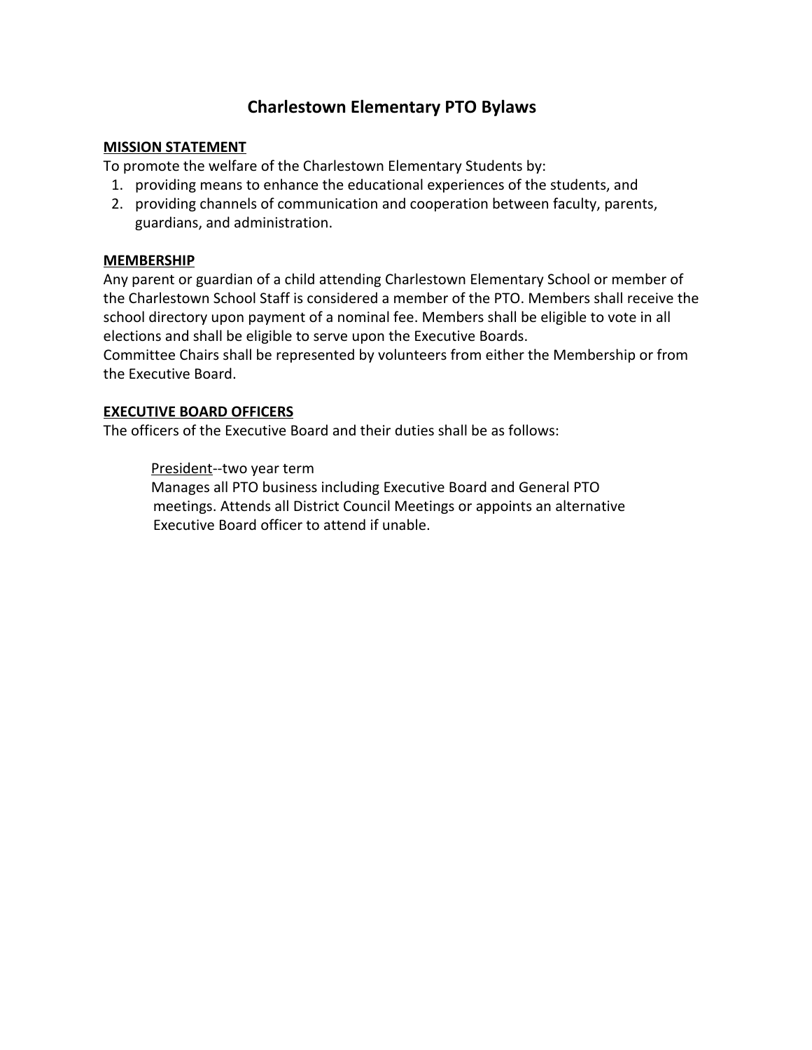# Charlestown Elementary PTO Bylaws

## MISSION STATEMENT

To promote the welfare of the Charlestown Elementary Students by:

1. providing means to enhance the educational experiences of the students, and
2. providing channels of communication and cooperation between faculty, parents, guardians, and administration.

## MEMBERSHIP

Any parent or guardian of a child attending Charlestown Elementary School or member of the Charlestown School Staff is considered a member of the PTO. Members shall receive the school directory upon payment of a nominal fee. Members shall be eligible to vote in all elections and shall be eligible to serve upon the Executive Boards.
Committee Chairs shall be represented by volunteers from either the Membership or from the Executive Board.

## EXECUTIVE BOARD OFFICERS

The officers of the Executive Board and their duties shall be as follows:

<u>President</u>--two year term
Manages all PTO business including Executive Board and General PTO meetings. Attends all District Council Meetings or appoints an alternative Executive Board officer to attend if unable.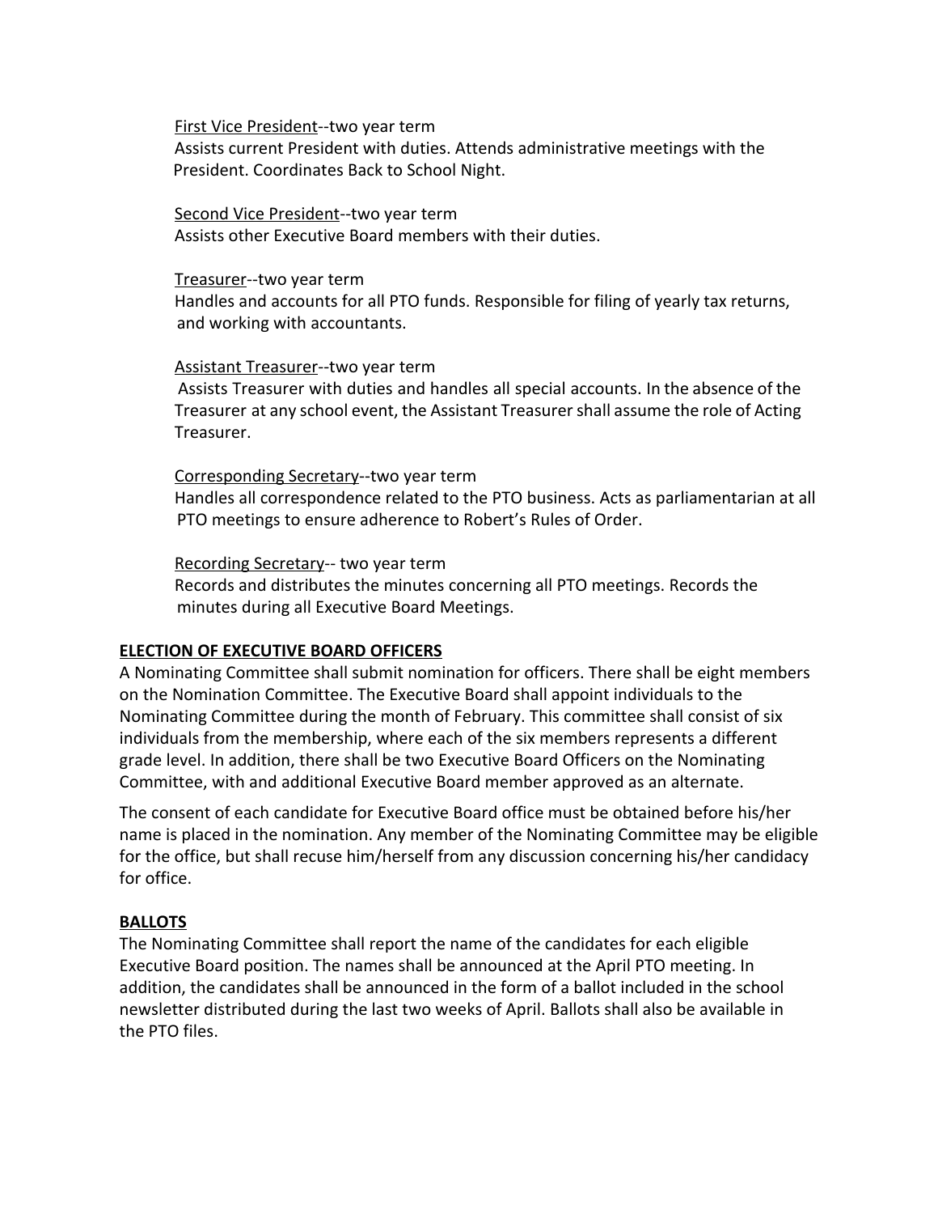First Vice President--two year term
Assists current President with duties. Attends administrative meetings with the President. Coordinates Back to School Night.

Second Vice President--two year term
Assists other Executive Board members with their duties.

Treasurer--two year term
Handles and accounts for all PTO funds. Responsible for filing of yearly tax returns, and working with accountants.

Assistant Treasurer--two year term
Assists Treasurer with duties and handles all special accounts. In the absence of the Treasurer at any school event, the Assistant Treasurer shall assume the role of Acting Treasurer.

Corresponding Secretary--two year term
Handles all correspondence related to the PTO business. Acts as parliamentarian at all PTO meetings to ensure adherence to Robert's Rules of Order.

Recording Secretary-- two year term
Records and distributes the minutes concerning all PTO meetings. Records the minutes during all Executive Board Meetings.

## ELECTION OF EXECUTIVE BOARD OFFICERS

A Nominating Committee shall submit nomination for officers. There shall be eight members on the Nomination Committee. The Executive Board shall appoint individuals to the Nominating Committee during the month of February. This committee shall consist of six individuals from the membership, where each of the six members represents a different grade level. In addition, there shall be two Executive Board Officers on the Nominating Committee, with and additional Executive Board member approved as an alternate.

The consent of each candidate for Executive Board office must be obtained before his/her name is placed in the nomination. Any member of the Nominating Committee may be eligible for the office, but shall recuse him/herself from any discussion concerning his/her candidacy for office.

## BALLOTS

The Nominating Committee shall report the name of the candidates for each eligible Executive Board position. The names shall be announced at the April PTO meeting. In addition, the candidates shall be announced in the form of a ballot included in the school newsletter distributed during the last two weeks of April. Ballots shall also be available in the PTO files.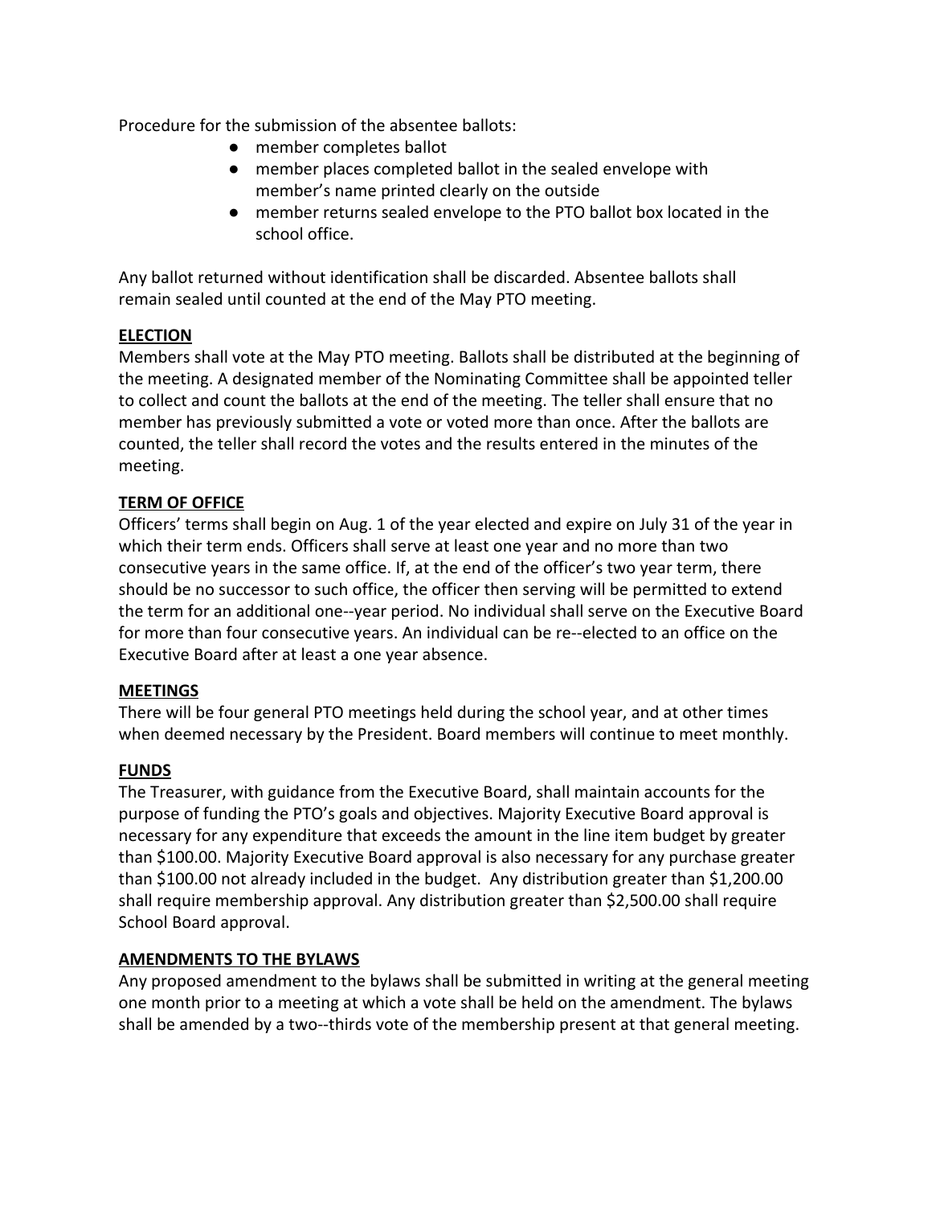Procedure for the submission of the absentee ballots:

- member completes ballot
- member places completed ballot in the sealed envelope with member's name printed clearly on the outside
- member returns sealed envelope to the PTO ballot box located in the school office.

Any ballot returned without identification shall be discarded. Absentee ballots shall remain sealed until counted at the end of the May PTO meeting.

**ELECTION**

Members shall vote at the May PTO meeting. Ballots shall be distributed at the beginning of the meeting. A designated member of the Nominating Committee shall be appointed teller to collect and count the ballots at the end of the meeting. The teller shall ensure that no member has previously submitted a vote or voted more than once. After the ballots are counted, the teller shall record the votes and the results entered in the minutes of the meeting.

**TERM OF OFFICE**

Officers' terms shall begin on Aug. 1 of the year elected and expire on July 31 of the year in which their term ends. Officers shall serve at least one year and no more than two consecutive years in the same office. If, at the end of the officer's two year term, there should be no successor to such office, the officer then serving will be permitted to extend the term for an additional one--year period. No individual shall serve on the Executive Board for more than four consecutive years. An individual can be re--elected to an office on the Executive Board after at least a one year absence.

**MEETINGS**

There will be four general PTO meetings held during the school year, and at other times when deemed necessary by the President. Board members will continue to meet monthly.

**FUNDS**

The Treasurer, with guidance from the Executive Board, shall maintain accounts for the purpose of funding the PTO's goals and objectives. Majority Executive Board approval is necessary for any expenditure that exceeds the amount in the line item budget by greater than $100.00. Majority Executive Board approval is also necessary for any purchase greater than $100.00 not already included in the budget. Any distribution greater than $1,200.00 shall require membership approval. Any distribution greater than $2,500.00 shall require School Board approval.

**AMENDMENTS TO THE BYLAWS**

Any proposed amendment to the bylaws shall be submitted in writing at the general meeting one month prior to a meeting at which a vote shall be held on the amendment. The bylaws shall be amended by a two--thirds vote of the membership present at that general meeting.